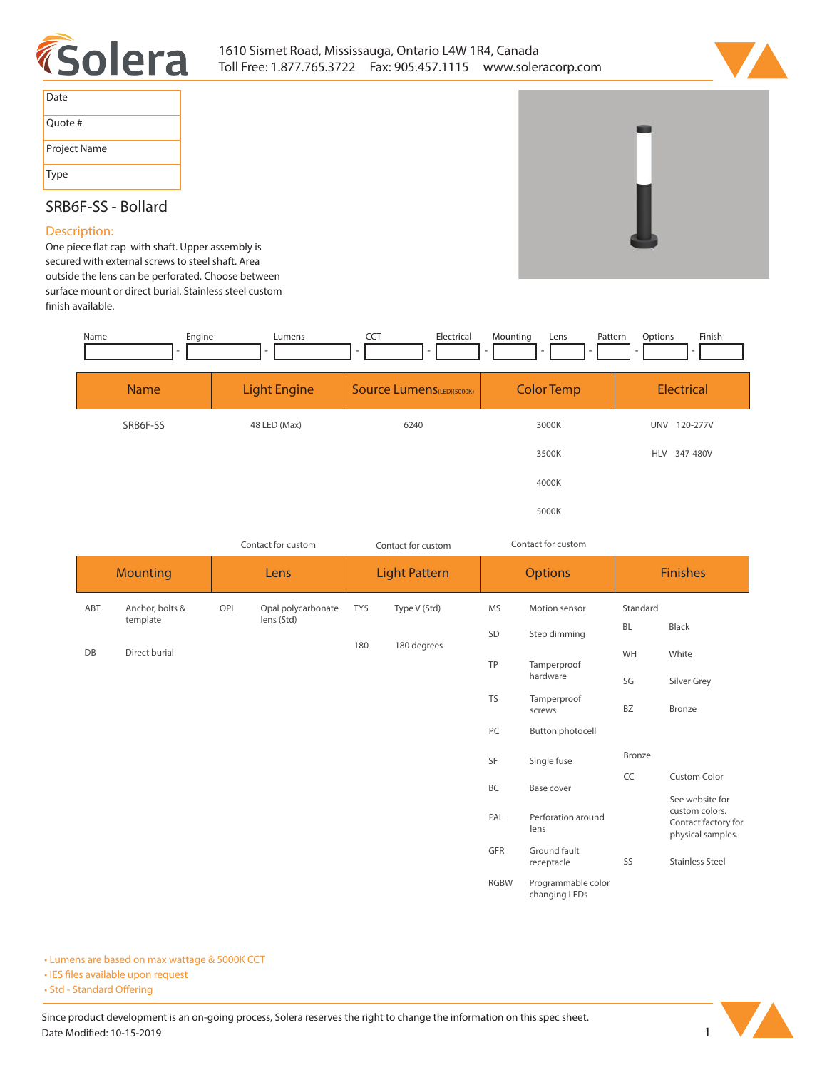# Solera

1610 Sismet Road, Mississauga, Ontario L4W 1R4, Canada
Toll Free: 1.877.765.3722 Fax: 905.457.1115 www.soleracorp.com

| Date |
|---|
| Quote # |
| Project Name |
| Type |

## SRB6F-SS - Bollard

### Description:

One piece flat cap with shaft. Upper assembly is secured with external screws to steel shaft. Area outside the lens can be perforated. Choose between surface mount or direct burial. Stainless steel custom finish available.

| Name | Engine | Lumens | CCT | Electrical | Mounting | Lens | Pattern | Options | Finish |
|---|---|---|---|---|---|---|---|---|---|
| | | | | | | | | | |

| Name | Light Engine | Source Lumens(LED)(5000K) | Color Temp | Electrical |
|---|---|---|---|---|
| SRB6F-SS | 48 LED (Max) | 6240 | 3000K | UNV 120-277V |
| | | | 3500K | HLV 347-480V |
| | | | 4000K | |
| | | | 5000K | |

| Mounting | | Lens (Contact for custom) | | Light Pattern (Contact for custom) | | Options (Contact for custom) | | Finishes | |
|---|---|---|---|---|---|---|---|---|---|
| ABT | Anchor, bolts & template | OPL | Opal polycarbonate lens (Std) | TY5 | Type V (Std) | MS | Motion sensor | Standard | |
| DB | Direct burial | | | 180 | 180 degrees | SD | Step dimming | BL | Black |
| | | | | | | TP | Tamperproof hardware | WH | White |
| | | | | | | TS | Tamperproof screws | SG | Silver Grey |
| | | | | | | PC | Button photocell | BZ | Bronze |
| | | | | | | SF | Single fuse | Bronze | |
| | | | | | | BC | Base cover | CC | Custom Color |
| | | | | | | PAL | Perforation around lens | | See website for custom colors. Contact factory for physical samples. |
| | | | | | | GFR | Ground fault receptacle | SS | Stainless Steel |
| | | | | | | RGBW | Programmable color changing LEDs | | |

- Lumens are based on max wattage & 5000K CCT
- IES files available upon request
- Std - Standard Offering

Since product development is an on-going process, Solera reserves the right to change the information on this spec sheet.
Date Modified: 10-15-2019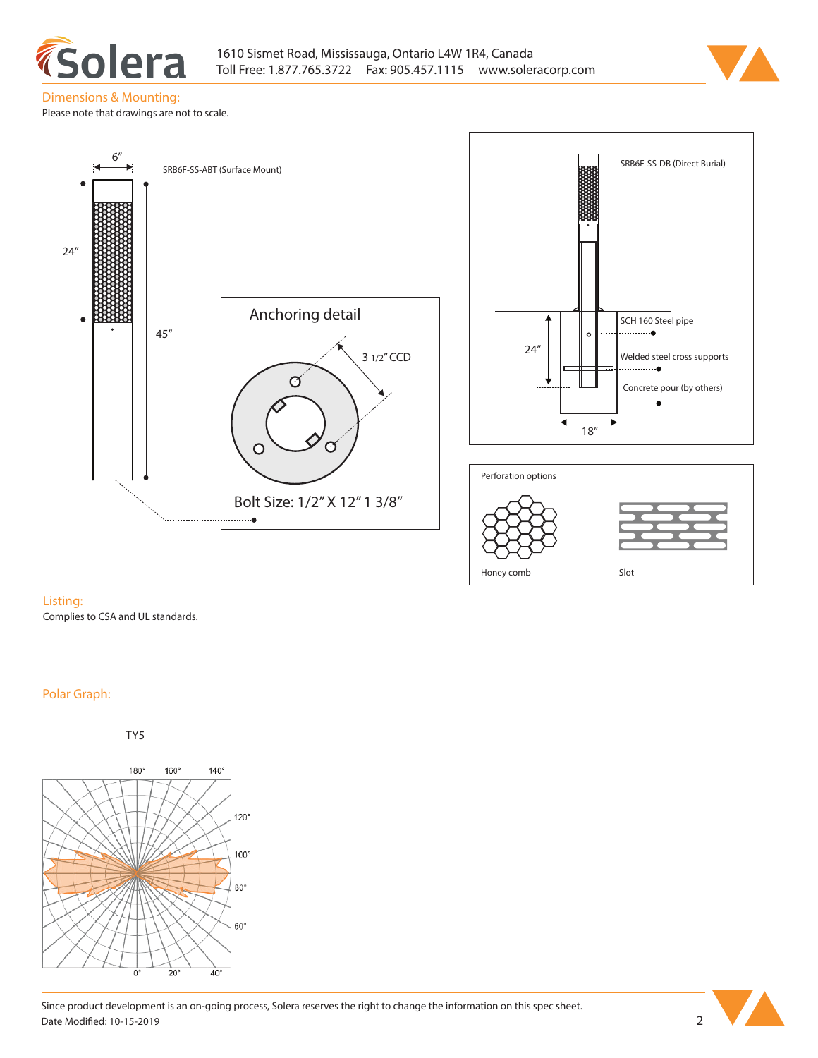## Dimensions & Mounting:

Please note that drawings are not to scale.

6"

SRB6F-SS-ABT (Surface Mount)

24"

45"

Anchoring detail

3 1/2" CCD

Bolt Size: 1/2" X 12" 1 3/8"

SRB6F-SS-DB (Direct Burial)

SCH 160 Steel pipe

24"

Welded steel cross supports

Concrete pour (by others)

18"

Perforation options

Honey comb

Slot

## Listing:

Complies to CSA and UL standards.

## Polar Graph:

TY5

180° 160° 140°

120°

100°

80°

60°

0° 20° 40°

Since product development is an on-going process, Solera reserves the right to change the information on this spec sheet.
Date Modified: 10-15-2019